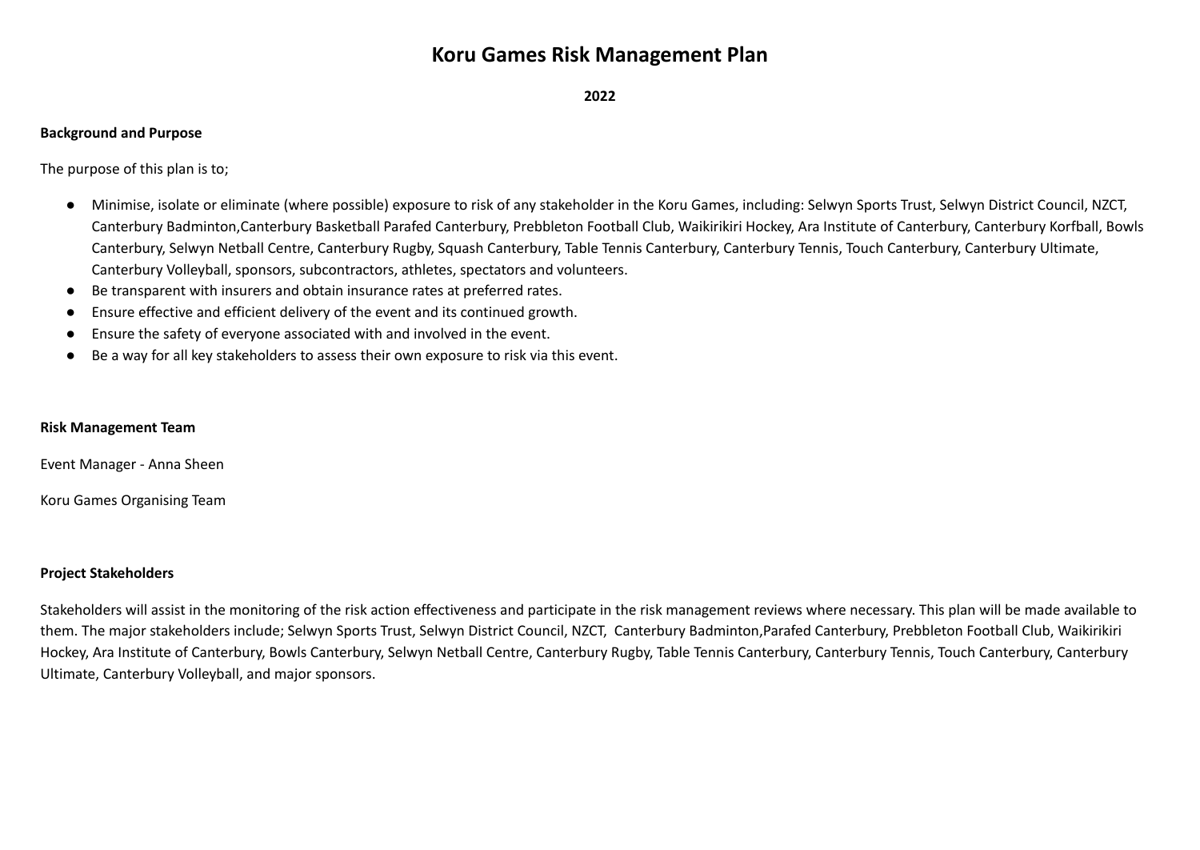# Koru Games Risk Management Plan

**2022**

**Background and Purpose**

The purpose of this plan is to;

- Minimise, isolate or eliminate (where possible) exposure to risk of any stakeholder in the Koru Games, including: Selwyn Sports Trust, Selwyn District Council, NZCT, Canterbury Badminton,Canterbury Basketball Parafed Canterbury, Prebbleton Football Club, Waikirikiri Hockey, Ara Institute of Canterbury, Canterbury Korfball, Bowls Canterbury, Selwyn Netball Centre, Canterbury Rugby, Squash Canterbury, Table Tennis Canterbury, Canterbury Tennis, Touch Canterbury, Canterbury Ultimate, Canterbury Volleyball, sponsors, subcontractors, athletes, spectators and volunteers.
- Be transparent with insurers and obtain insurance rates at preferred rates.
- Ensure effective and efficient delivery of the event and its continued growth.
- Ensure the safety of everyone associated with and involved in the event.
- Be a way for all key stakeholders to assess their own exposure to risk via this event.

**Risk Management Team**

Event Manager - Anna Sheen

Koru Games Organising Team

**Project Stakeholders**

Stakeholders will assist in the monitoring of the risk action effectiveness and participate in the risk management reviews where necessary. This plan will be made available to them. The major stakeholders include; Selwyn Sports Trust, Selwyn District Council, NZCT, Canterbury Badminton,Parafed Canterbury, Prebbleton Football Club, Waikirikiri Hockey, Ara Institute of Canterbury, Bowls Canterbury, Selwyn Netball Centre, Canterbury Rugby, Table Tennis Canterbury, Canterbury Tennis, Touch Canterbury, Canterbury Ultimate, Canterbury Volleyball, and major sponsors.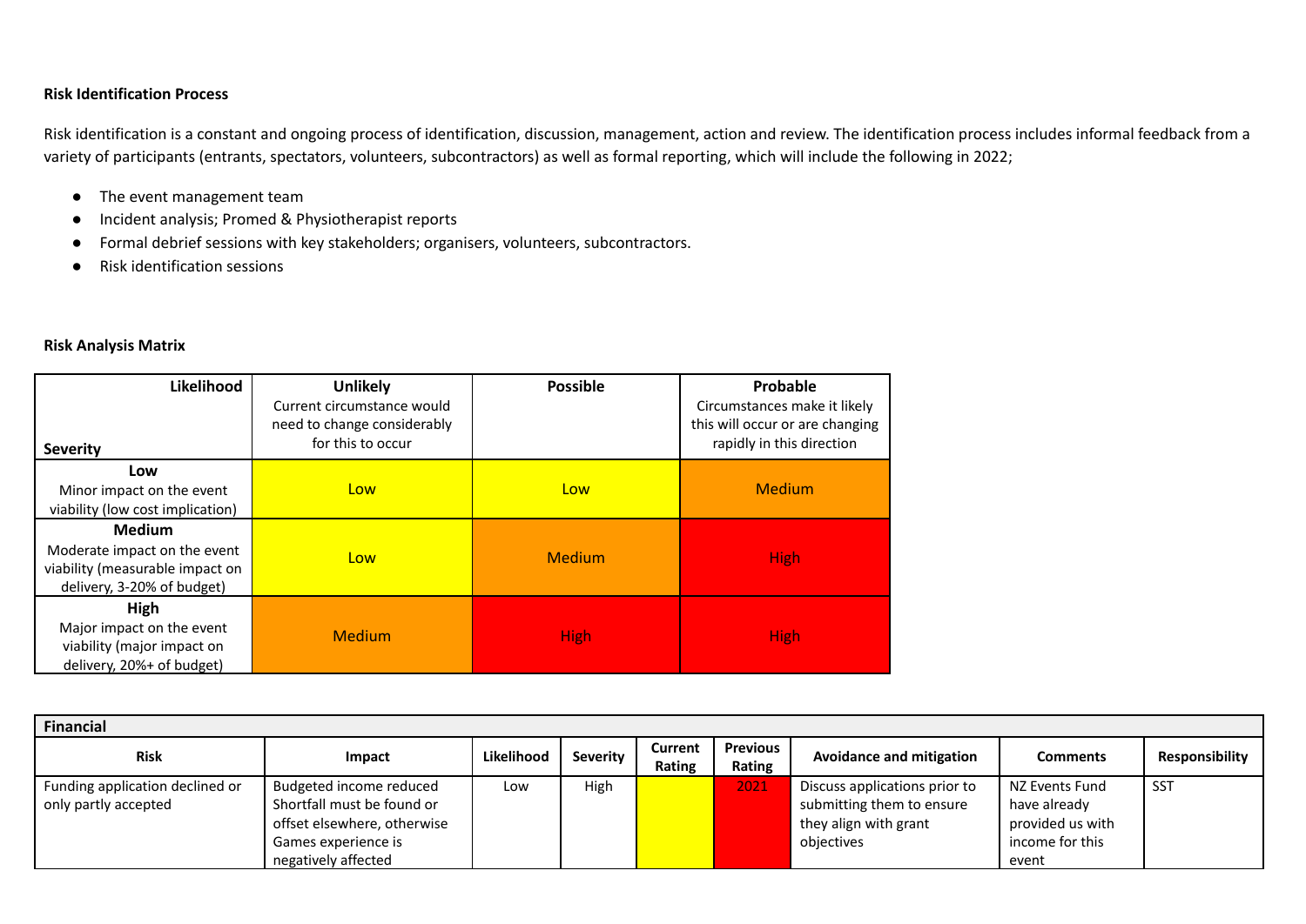**Risk Identification Process**

Risk identification is a constant and ongoing process of identification, discussion, management, action and review. The identification process includes informal feedback from a variety of participants (entrants, spectators, volunteers, subcontractors) as well as formal reporting, which will include the following in 2022;

- The event management team
- Incident analysis; Promed & Physiotherapist reports
- Formal debrief sessions with key stakeholders; organisers, volunteers, subcontractors.
- Risk identification sessions

**Risk Analysis Matrix**

| Likelihood / Severity | Unlikely<br>Current circumstance would need to change considerably for this to occur | Possible | Probable<br>Circumstances make it likely this will occur or are changing rapidly in this direction |
|---|---|---|---|
| **Low**<br>Minor impact on the event viability (low cost implication) | Low | Low | Medium |
| **Medium**<br>Moderate impact on the event viability (measurable impact on delivery, 3-20% of budget) | Low | Medium | High |
| **High**<br>Major impact on the event viability (major impact on delivery, 20%+ of budget) | Medium | High | High |

| **Financial** | | | | | | | | |
|---|---|---|---|---|---|---|---|---|
| **Risk** | **Impact** | **Likelihood** | **Severity** | **Current Rating** | **Previous Rating** | **Avoidance and mitigation** | **Comments** | **Responsibility** |
| Funding application declined or only partly accepted | Budgeted income reduced Shortfall must be found or offset elsewhere, otherwise Games experience is negatively affected | Low | High | | 2021 | Discuss applications prior to submitting them to ensure they align with grant objectives | NZ Events Fund have already provided us with income for this event | SST |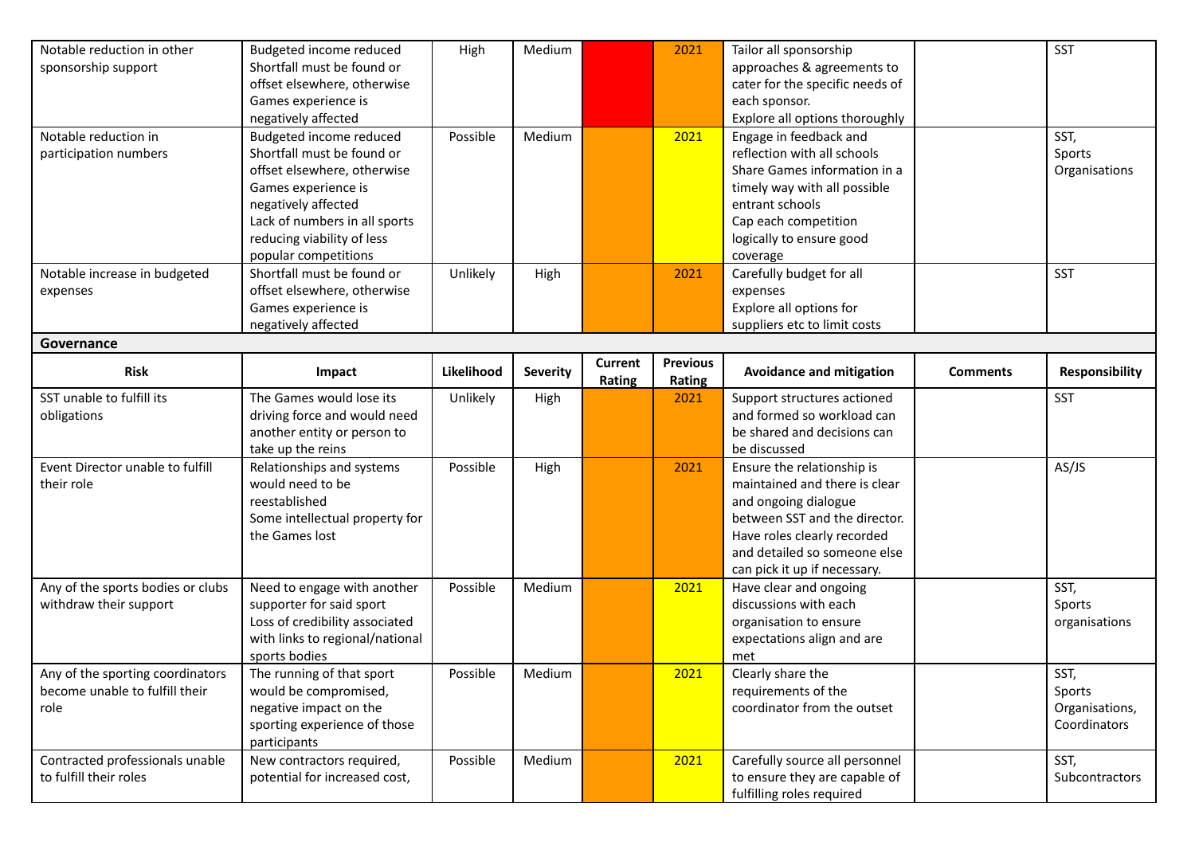| Risk | Impact | Likelihood | Severity | Current Rating | Previous Rating | Avoidance and mitigation | Comments | Responsibility |
|---|---|---|---|---|---|---|---|---|
| Notable reduction in other sponsorship support | Budgeted income reduced<br>Shortfall must be found or offset elsewhere, otherwise Games experience is negatively affected | High | Medium | | 2021 | Tailor all sponsorship approaches & agreements to cater for the specific needs of each sponsor.<br>Explore all options thoroughly | | SST |
| Notable reduction in participation numbers | Budgeted income reduced<br>Shortfall must be found or offset elsewhere, otherwise Games experience is negatively affected<br>Lack of numbers in all sports reducing viability of less popular competitions | Possible | Medium | | 2021 | Engage in feedback and reflection with all schools<br>Share Games information in a timely way with all possible entrant schools<br>Cap each competition logically to ensure good coverage | | SST, Sports Organisations |
| Notable increase in budgeted expenses | Shortfall must be found or offset elsewhere, otherwise Games experience is negatively affected | Unlikely | High | | 2021 | Carefully budget for all expenses<br>Explore all options for suppliers etc to limit costs | | SST |

**Governance**

| Risk | Impact | Likelihood | Severity | Current Rating | Previous Rating | Avoidance and mitigation | Comments | Responsibility |
|---|---|---|---|---|---|---|---|---|
| SST unable to fulfill its obligations | The Games would lose its driving force and would need another entity or person to take up the reins | Unlikely | High | | 2021 | Support structures actioned and formed so workload can be shared and decisions can be discussed | | SST |
| Event Director unable to fulfill their role | Relationships and systems would need to be reestablished<br>Some intellectual property for the Games lost | Possible | High | | 2021 | Ensure the relationship is maintained and there is clear and ongoing dialogue between SST and the director.<br>Have roles clearly recorded and detailed so someone else can pick it up if necessary. | | AS/JS |
| Any of the sports bodies or clubs withdraw their support | Need to engage with another supporter for said sport<br>Loss of credibility associated with links to regional/national sports bodies | Possible | Medium | | 2021 | Have clear and ongoing discussions with each organisation to ensure expectations align and are met | | SST, Sports organisations |
| Any of the sporting coordinators become unable to fulfill their role | The running of that sport would be compromised, negative impact on the sporting experience of those participants | Possible | Medium | | 2021 | Clearly share the requirements of the coordinator from the outset | | SST, Sports Organisations, Coordinators |
| Contracted professionals unable to fulfill their roles | New contractors required, potential for increased cost, | Possible | Medium | | 2021 | Carefully source all personnel to ensure they are capable of fulfilling roles required | | SST, Subcontractors |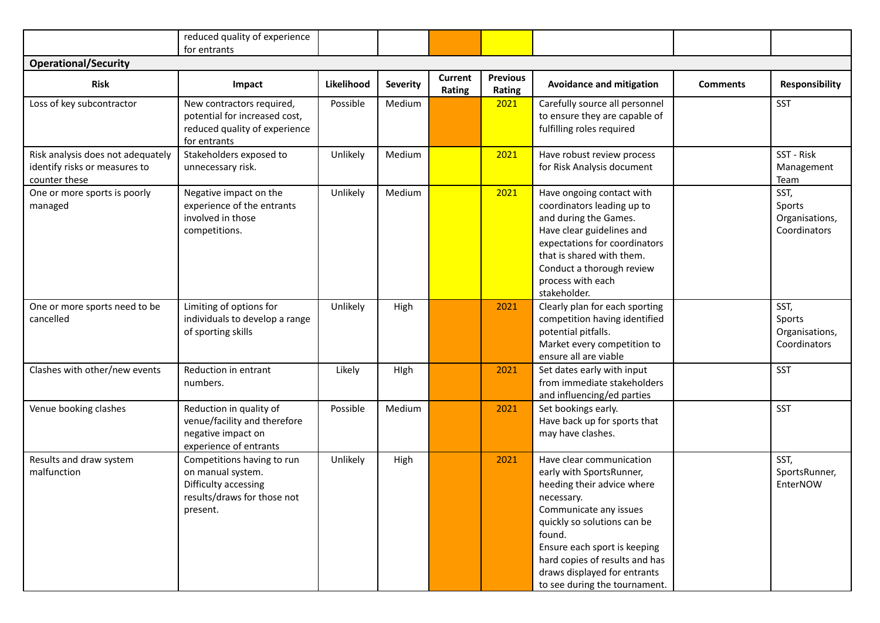| | reduced quality of experience for entrants | | | | | | | |
|---|---|---|---|---|---|---|---|---|

**Operational/Security**

| Risk | Impact | Likelihood | Severity | Current Rating | Previous Rating | Avoidance and mitigation | Comments | Responsibility |
|---|---|---|---|---|---|---|---|---|
| Loss of key subcontractor | New contractors required, potential for increased cost, reduced quality of experience for entrants | Possible | Medium | | 2021 | Carefully source all personnel to ensure they are capable of fulfilling roles required | | SST |
| Risk analysis does not adequately identify risks or measures to counter these | Stakeholders exposed to unnecessary risk. | Unlikely | Medium | | 2021 | Have robust review process for Risk Analysis document | | SST - Risk Management Team |
| One or more sports is poorly managed | Negative impact on the experience of the entrants involved in those competitions. | Unlikely | Medium | | 2021 | Have ongoing contact with coordinators leading up to and during the Games.<br>Have clear guidelines and expectations for coordinators that is shared with them.<br>Conduct a thorough review process with each stakeholder. | | SST, Sports Organisations, Coordinators |
| One or more sports need to be cancelled | Limiting of options for individuals to develop a range of sporting skills | Unlikely | High | | 2021 | Clearly plan for each sporting competition having identified potential pitfalls.<br>Market every competition to ensure all are viable | | SST, Sports Organisations, Coordinators |
| Clashes with other/new events | Reduction in entrant numbers. | Likely | HIgh | | 2021 | Set dates early with input from immediate stakeholders and influencing/ed parties | | SST |
| Venue booking clashes | Reduction in quality of venue/facility and therefore negative impact on experience of entrants | Possible | Medium | | 2021 | Set bookings early.<br>Have back up for sports that may have clashes. | | SST |
| Results and draw system malfunction | Competitions having to run on manual system.<br>Difficulty accessing results/draws for those not present. | Unlikely | High | | 2021 | Have clear communication early with SportsRunner, heeding their advice where necessary.<br>Communicate any issues quickly so solutions can be found.<br>Ensure each sport is keeping hard copies of results and has draws displayed for entrants to see during the tournament. | | SST, SportsRunner, EnterNOW |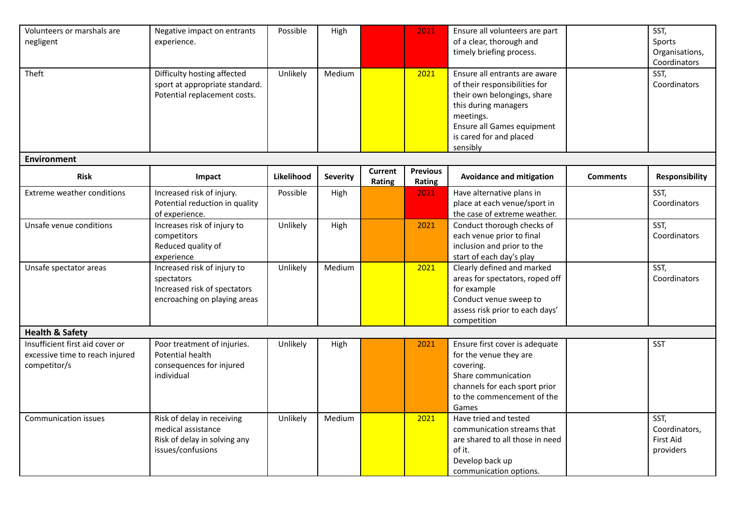| Risk | Impact | Likelihood | Severity | Current Rating | Previous Rating | Avoidance and mitigation | Comments | Responsibility |
|---|---|---|---|---|---|---|---|---|
| Volunteers or marshals are negligent | Negative impact on entrants experience. | Possible | High | | 2021 | Ensure all volunteers are part of a clear, thorough and timely briefing process. | | SST, Sports Organisations, Coordinators |
| Theft | Difficulty hosting affected sport at appropriate standard. Potential replacement costs. | Unlikely | Medium | | 2021 | Ensure all entrants are aware of their responsibilities for their own belongings, share this during managers meetings. Ensure all Games equipment is cared for and placed sensibly | | SST, Coordinators |
| **Environment** | | | | | | | | |
| **Risk** | **Impact** | **Likelihood** | **Severity** | **Current Rating** | **Previous Rating** | **Avoidance and mitigation** | **Comments** | **Responsibility** |
| Extreme weather conditions | Increased risk of injury. Potential reduction in quality of experience. | Possible | High | | 2021 | Have alternative plans in place at each venue/sport in the case of extreme weather. | | SST, Coordinators |
| Unsafe venue conditions | Increases risk of injury to competitors Reduced quality of experience | Unlikely | High | | 2021 | Conduct thorough checks of each venue prior to final inclusion and prior to the start of each day's play | | SST, Coordinators |
| Unsafe spectator areas | Increased risk of injury to spectators Increased risk of spectators encroaching on playing areas | Unlikely | Medium | | 2021 | Clearly defined and marked areas for spectators, roped off for example Conduct venue sweep to assess risk prior to each days' competition | | SST, Coordinators |
| **Health & Safety** | | | | | | | | |
| Insufficient first aid cover or excessive time to reach injured competitor/s | Poor treatment of injuries. Potential health consequences for injured individual | Unlikely | High | | 2021 | Ensure first cover is adequate for the venue they are covering. Share communication channels for each sport prior to the commencement of the Games | | SST |
| Communication issues | Risk of delay in receiving medical assistance Risk of delay in solving any issues/confusions | Unlikely | Medium | | 2021 | Have tried and tested communication streams that are shared to all those in need of it. Develop back up communication options. | | SST, Coordinators, First Aid providers |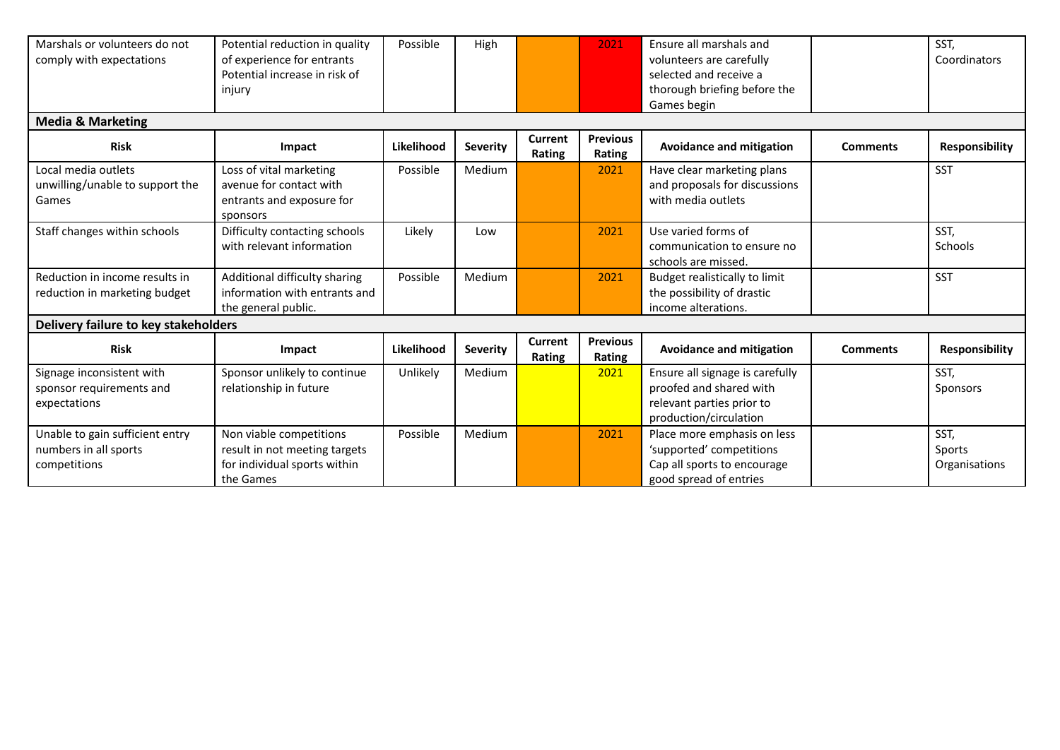| Marshals or volunteers do not comply with expectations | Potential reduction in quality of experience for entrants Potential increase in risk of injury | Possible | High | | 2021 | Ensure all marshals and volunteers are carefully selected and receive a thorough briefing before the Games begin | | SST, Coordinators |
|---|---|---|---|---|---|---|---|---|

**Media & Marketing**

| Risk | Impact | Likelihood | Severity | Current Rating | Previous Rating | Avoidance and mitigation | Comments | Responsibility |
|---|---|---|---|---|---|---|---|---|
| Local media outlets unwilling/unable to support the Games | Loss of vital marketing avenue for contact with entrants and exposure for sponsors | Possible | Medium | | 2021 | Have clear marketing plans and proposals for discussions with media outlets | | SST |
| Staff changes within schools | Difficulty contacting schools with relevant information | Likely | Low | | 2021 | Use varied forms of communication to ensure no schools are missed. | | SST, Schools |
| Reduction in income results in reduction in marketing budget | Additional difficulty sharing information with entrants and the general public. | Possible | Medium | | 2021 | Budget realistically to limit the possibility of drastic income alterations. | | SST |

**Delivery failure to key stakeholders**

| Risk | Impact | Likelihood | Severity | Current Rating | Previous Rating | Avoidance and mitigation | Comments | Responsibility |
|---|---|---|---|---|---|---|---|---|
| Signage inconsistent with sponsor requirements and expectations | Sponsor unlikely to continue relationship in future | Unlikely | Medium | | 2021 | Ensure all signage is carefully proofed and shared with relevant parties prior to production/circulation | | SST, Sponsors |
| Unable to gain sufficient entry numbers in all sports competitions | Non viable competitions result in not meeting targets for individual sports within the Games | Possible | Medium | | 2021 | Place more emphasis on less 'supported' competitions Cap all sports to encourage good spread of entries | | SST, Sports Organisations |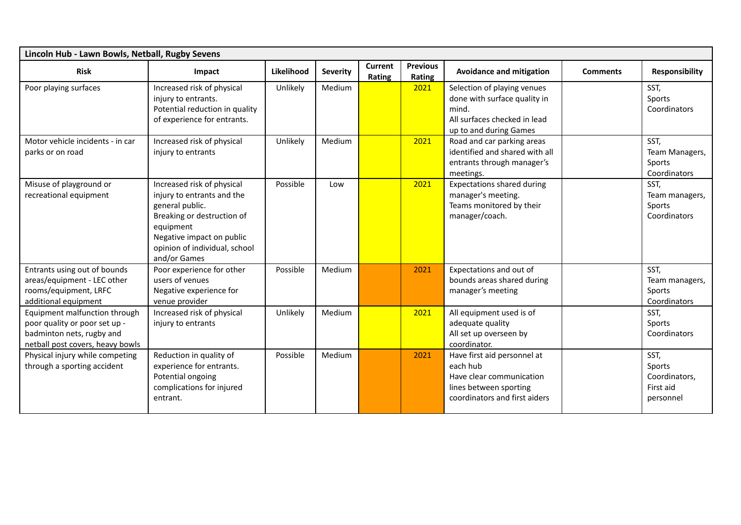| Lincoln Hub - Lawn Bowls, Netball, Rugby Sevens | | | | | | | | |
|---|---|---|---|---|---|---|---|---|
| **Risk** | **Impact** | **Likelihood** | **Severity** | **Current Rating** | **Previous Rating** | **Avoidance and mitigation** | **Comments** | **Responsibility** |
| Poor playing surfaces | Increased risk of physical injury to entrants.<br>Potential reduction in quality of experience for entrants. | Unlikely | Medium | | 2021 | Selection of playing venues done with surface quality in mind.<br>All surfaces checked in lead up to and during Games | | SST,<br>Sports Coordinators |
| Motor vehicle incidents - in car parks or on road | Increased risk of physical injury to entrants | Unlikely | Medium | | 2021 | Road and car parking areas identified and shared with all entrants through manager's meetings. | | SST,<br>Team Managers,<br>Sports Coordinators |
| Misuse of playground or recreational equipment | Increased risk of physical injury to entrants and the general public.<br>Breaking or destruction of equipment<br>Negative impact on public opinion of individual, school and/or Games | Possible | Low | | 2021 | Expectations shared during manager's meeting.<br>Teams monitored by their manager/coach. | | SST,<br>Team managers,<br>Sports Coordinators |
| Entrants using out of bounds areas/equipment - LEC other rooms/equipment, LRFC additional equipment | Poor experience for other users of venues<br>Negative experience for venue provider | Possible | Medium | | 2021 | Expectations and out of bounds areas shared during manager's meeting | | SST,<br>Team managers,<br>Sports Coordinators |
| Equipment malfunction through poor quality or poor set up - badminton nets, rugby and netball post covers, heavy bowls | Increased risk of physical injury to entrants | Unlikely | Medium | | 2021 | All equipment used is of adequate quality<br>All set up overseen by coordinator. | | SST,<br>Sports Coordinators |
| Physical injury while competing through a sporting accident | Reduction in quality of experience for entrants.<br>Potential ongoing complications for injured entrant. | Possible | Medium | | 2021 | Have first aid personnel at each hub<br>Have clear communication lines between sporting coordinators and first aiders | | SST,<br>Sports Coordinators,<br>First aid personnel |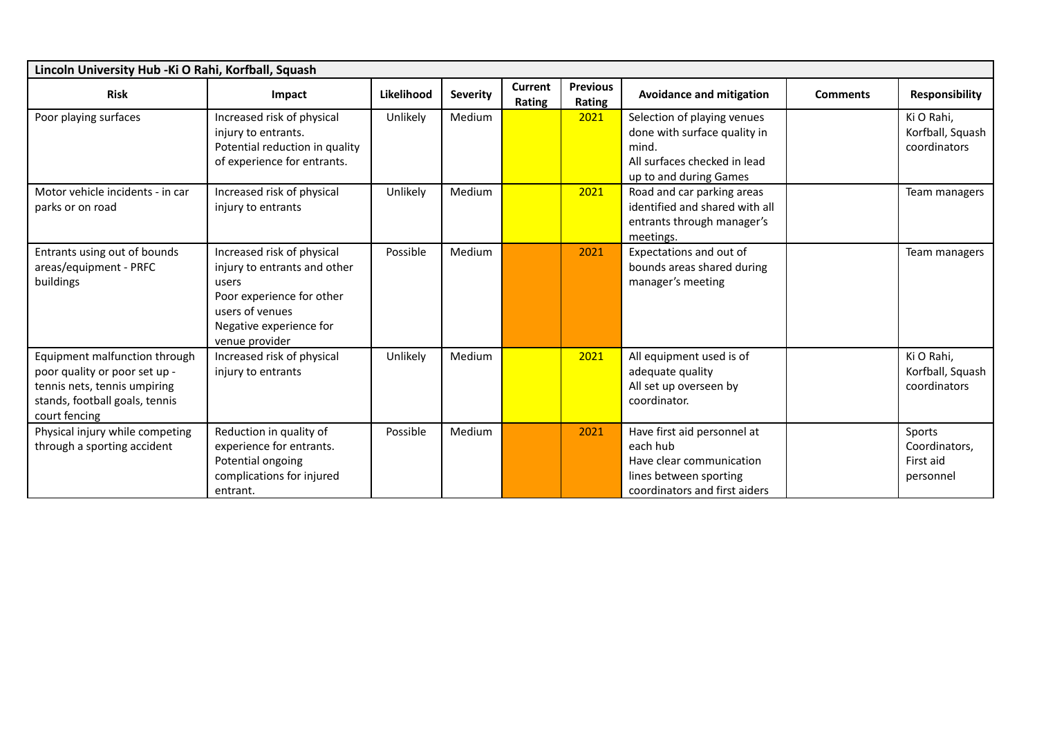| Lincoln University Hub -Ki O Rahi, Korfball, Squash | | | | | | | | |
|---|---|---|---|---|---|---|---|---|
| **Risk** | **Impact** | **Likelihood** | **Severity** | **Current Rating** | **Previous Rating** | **Avoidance and mitigation** | **Comments** | **Responsibility** |
| Poor playing surfaces | Increased risk of physical injury to entrants. Potential reduction in quality of experience for entrants. | Unlikely | Medium | | 2021 | Selection of playing venues done with surface quality in mind. All surfaces checked in lead up to and during Games | | Ki O Rahi, Korfball, Squash coordinators |
| Motor vehicle incidents - in car parks or on road | Increased risk of physical injury to entrants | Unlikely | Medium | | 2021 | Road and car parking areas identified and shared with all entrants through manager's meetings. | | Team managers |
| Entrants using out of bounds areas/equipment - PRFC buildings | Increased risk of physical injury to entrants and other users Poor experience for other users of venues Negative experience for venue provider | Possible | Medium | | 2021 | Expectations and out of bounds areas shared during manager's meeting | | Team managers |
| Equipment malfunction through poor quality or poor set up - tennis nets, tennis umpiring stands, football goals, tennis court fencing | Increased risk of physical injury to entrants | Unlikely | Medium | | 2021 | All equipment used is of adequate quality All set up overseen by coordinator. | | Ki O Rahi, Korfball, Squash coordinators |
| Physical injury while competing through a sporting accident | Reduction in quality of experience for entrants. Potential ongoing complications for injured entrant. | Possible | Medium | | 2021 | Have first aid personnel at each hub Have clear communication lines between sporting coordinators and first aiders | | Sports Coordinators, First aid personnel |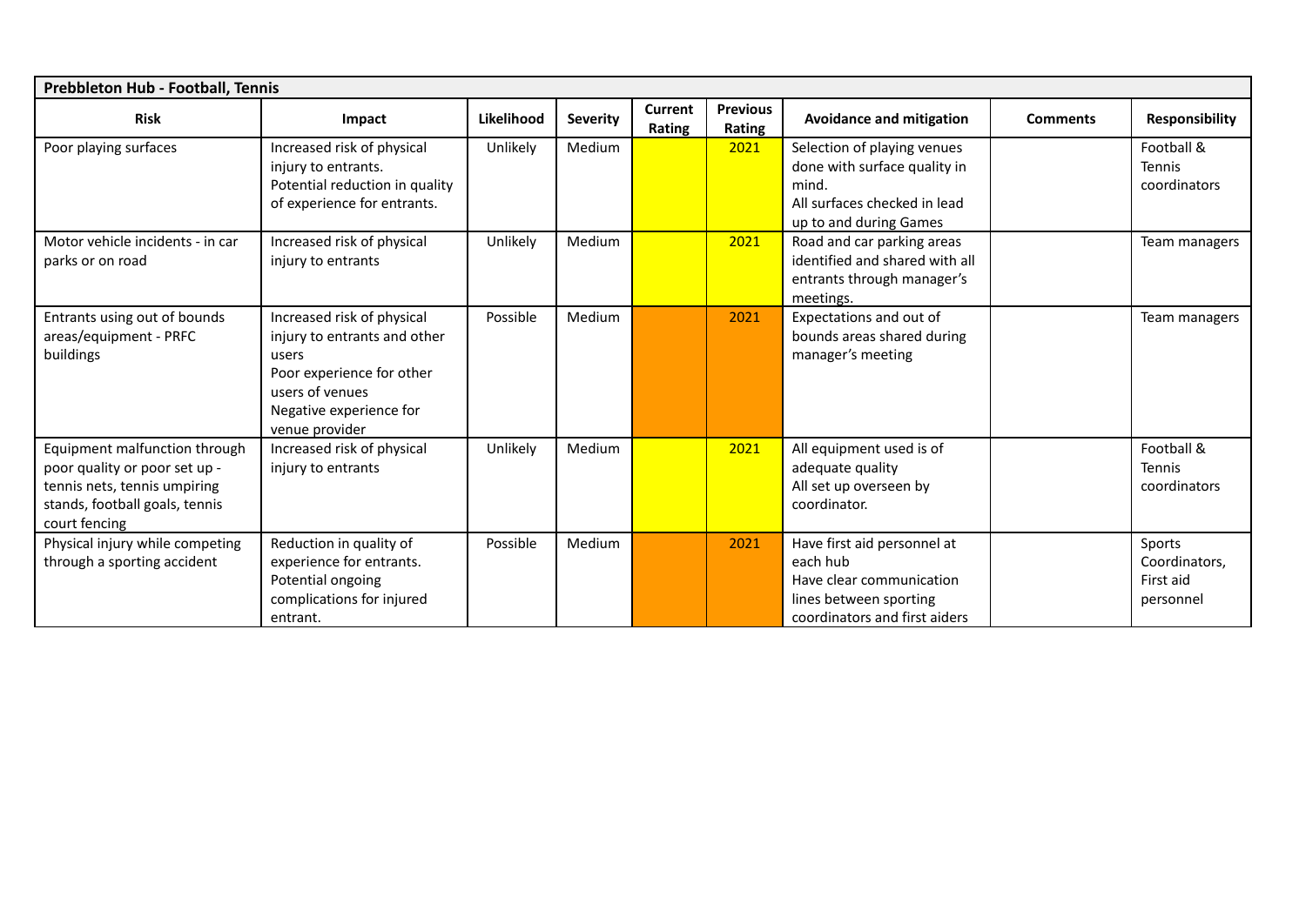| Prebbleton Hub - Football, Tennis | | | | | | | | |
|---|---|---|---|---|---|---|---|---|
| **Risk** | **Impact** | **Likelihood** | **Severity** | **Current Rating** | **Previous Rating** | **Avoidance and mitigation** | **Comments** | **Responsibility** |
| Poor playing surfaces | Increased risk of physical injury to entrants. Potential reduction in quality of experience for entrants. | Unlikely | Medium | | 2021 | Selection of playing venues done with surface quality in mind. All surfaces checked in lead up to and during Games | | Football & Tennis coordinators |
| Motor vehicle incidents - in car parks or on road | Increased risk of physical injury to entrants | Unlikely | Medium | | 2021 | Road and car parking areas identified and shared with all entrants through manager's meetings. | | Team managers |
| Entrants using out of bounds areas/equipment - PRFC buildings | Increased risk of physical injury to entrants and other users Poor experience for other users of venues Negative experience for venue provider | Possible | Medium | | 2021 | Expectations and out of bounds areas shared during manager's meeting | | Team managers |
| Equipment malfunction through poor quality or poor set up - tennis nets, tennis umpiring stands, football goals, tennis court fencing | Increased risk of physical injury to entrants | Unlikely | Medium | | 2021 | All equipment used is of adequate quality All set up overseen by coordinator. | | Football & Tennis coordinators |
| Physical injury while competing through a sporting accident | Reduction in quality of experience for entrants. Potential ongoing complications for injured entrant. | Possible | Medium | | 2021 | Have first aid personnel at each hub Have clear communication lines between sporting coordinators and first aiders | | Sports Coordinators, First aid personnel |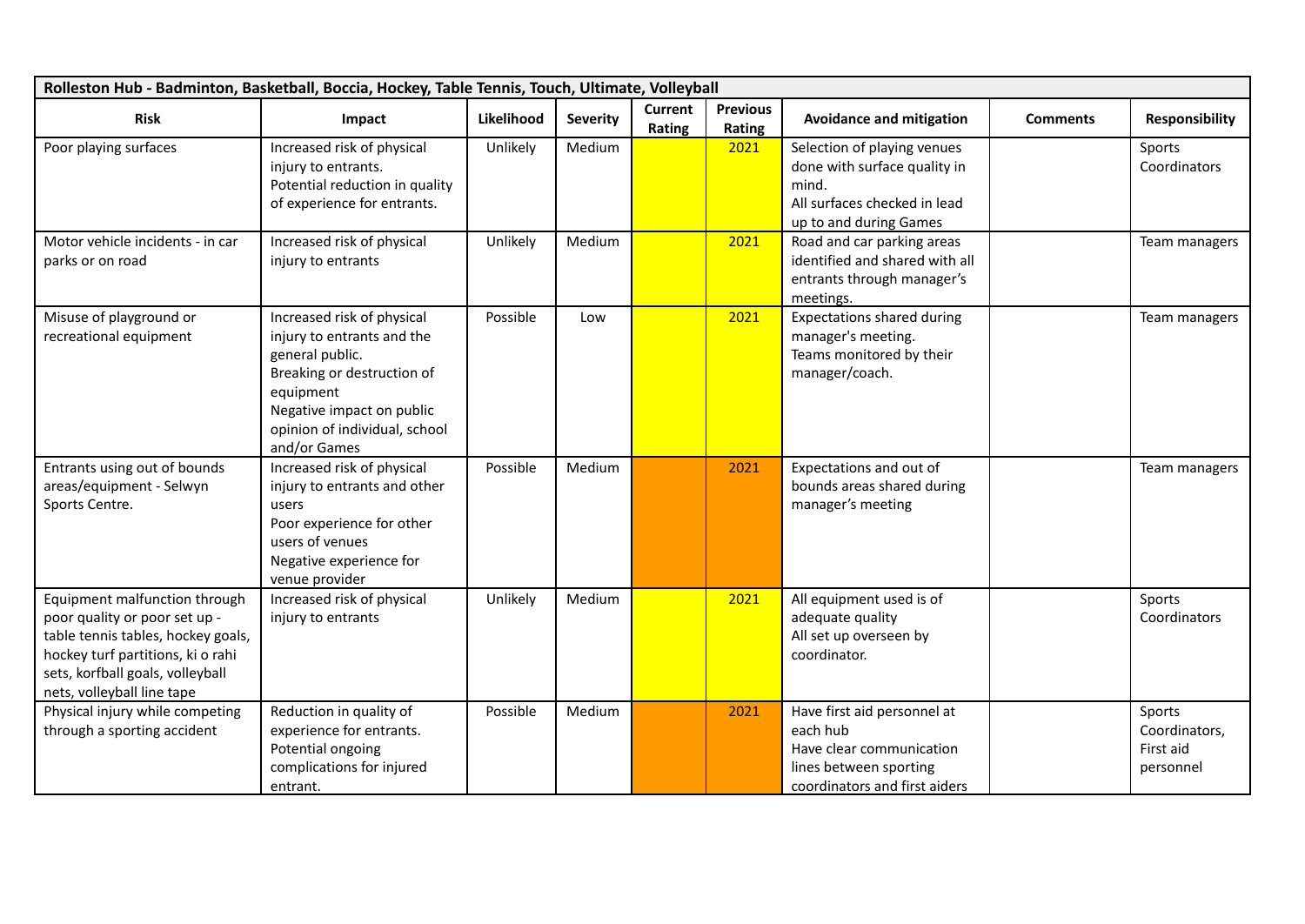| Rolleston Hub - Badminton, Basketball, Boccia, Hockey, Table Tennis, Touch, Ultimate, Volleyball | | | | | | | | |
|---|---|---|---|---|---|---|---|---|
| **Risk** | **Impact** | **Likelihood** | **Severity** | **Current Rating** | **Previous Rating** | **Avoidance and mitigation** | **Comments** | **Responsibility** |
| Poor playing surfaces | Increased risk of physical injury to entrants.<br>Potential reduction in quality of experience for entrants. | Unlikely | Medium | | 2021 | Selection of playing venues done with surface quality in mind.<br>All surfaces checked in lead up to and during Games | | Sports Coordinators |
| Motor vehicle incidents - in car parks or on road | Increased risk of physical injury to entrants | Unlikely | Medium | | 2021 | Road and car parking areas identified and shared with all entrants through manager's meetings. | | Team managers |
| Misuse of playground or recreational equipment | Increased risk of physical injury to entrants and the general public.<br>Breaking or destruction of equipment<br>Negative impact on public opinion of individual, school and/or Games | Possible | Low | | 2021 | Expectations shared during manager's meeting.<br>Teams monitored by their manager/coach. | | Team managers |
| Entrants using out of bounds areas/equipment - Selwyn Sports Centre. | Increased risk of physical injury to entrants and other users<br>Poor experience for other users of venues<br>Negative experience for venue provider | Possible | Medium | | 2021 | Expectations and out of bounds areas shared during manager's meeting | | Team managers |
| Equipment malfunction through poor quality or poor set up - table tennis tables, hockey goals, hockey turf partitions, ki o rahi sets, korfball goals, volleyball nets, volleyball line tape | Increased risk of physical injury to entrants | Unlikely | Medium | | 2021 | All equipment used is of adequate quality<br>All set up overseen by coordinator. | | Sports Coordinators |
| Physical injury while competing through a sporting accident | Reduction in quality of experience for entrants.<br>Potential ongoing complications for injured entrant. | Possible | Medium | | 2021 | Have first aid personnel at each hub<br>Have clear communication lines between sporting coordinators and first aiders | | Sports Coordinators, First aid personnel |